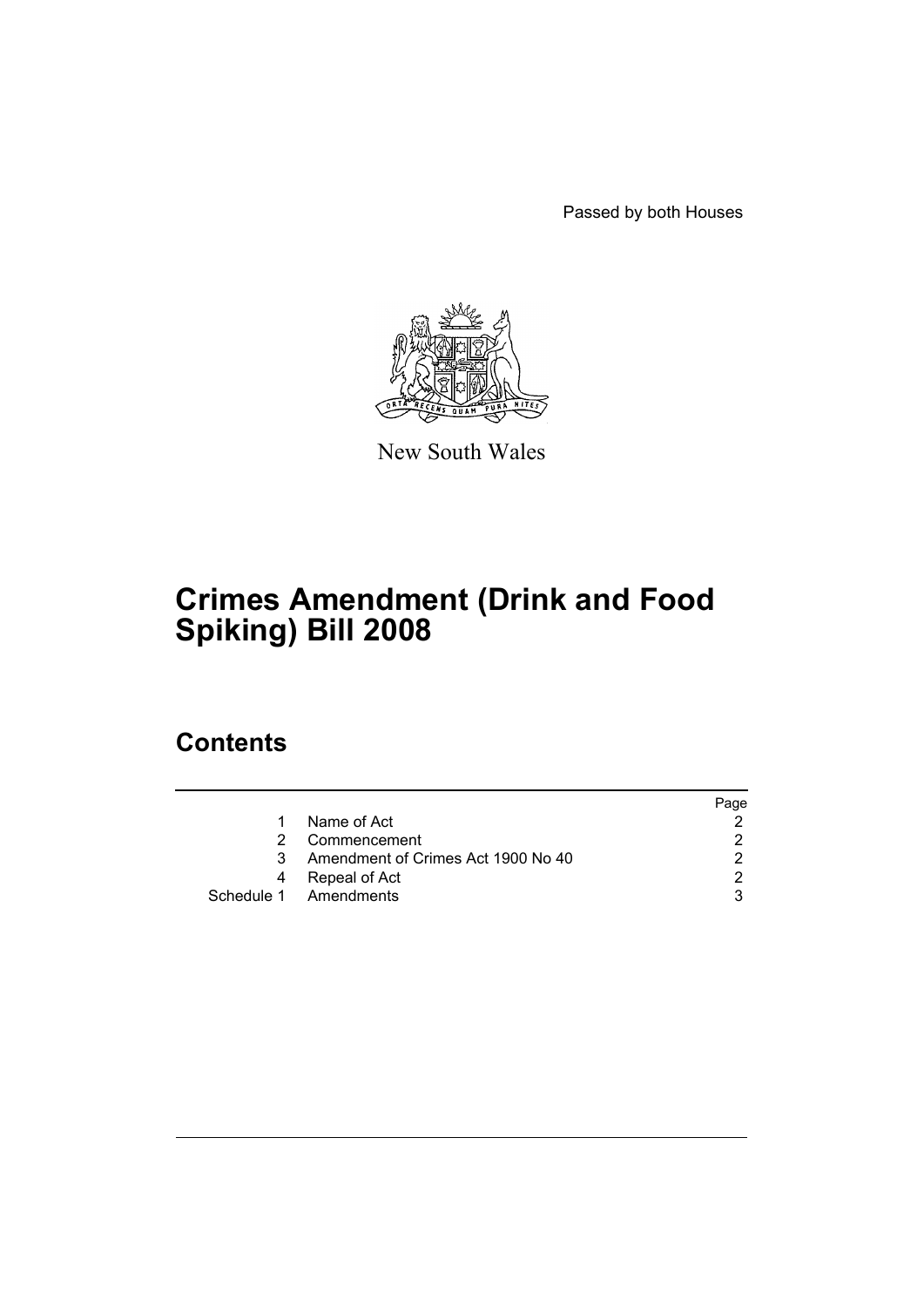Passed by both Houses

New South Wales

# Crimes Amendment (Drink and Food Spiking) Bill 2008

## Contents

| | | Page |
|---|---|---|
| 1 | Name of Act | 2 |
| 2 | Commencement | 2 |
| 3 | Amendment of Crimes Act 1900 No 40 | 2 |
| 4 | Repeal of Act | 2 |
| Schedule 1 | Amendments | 3 |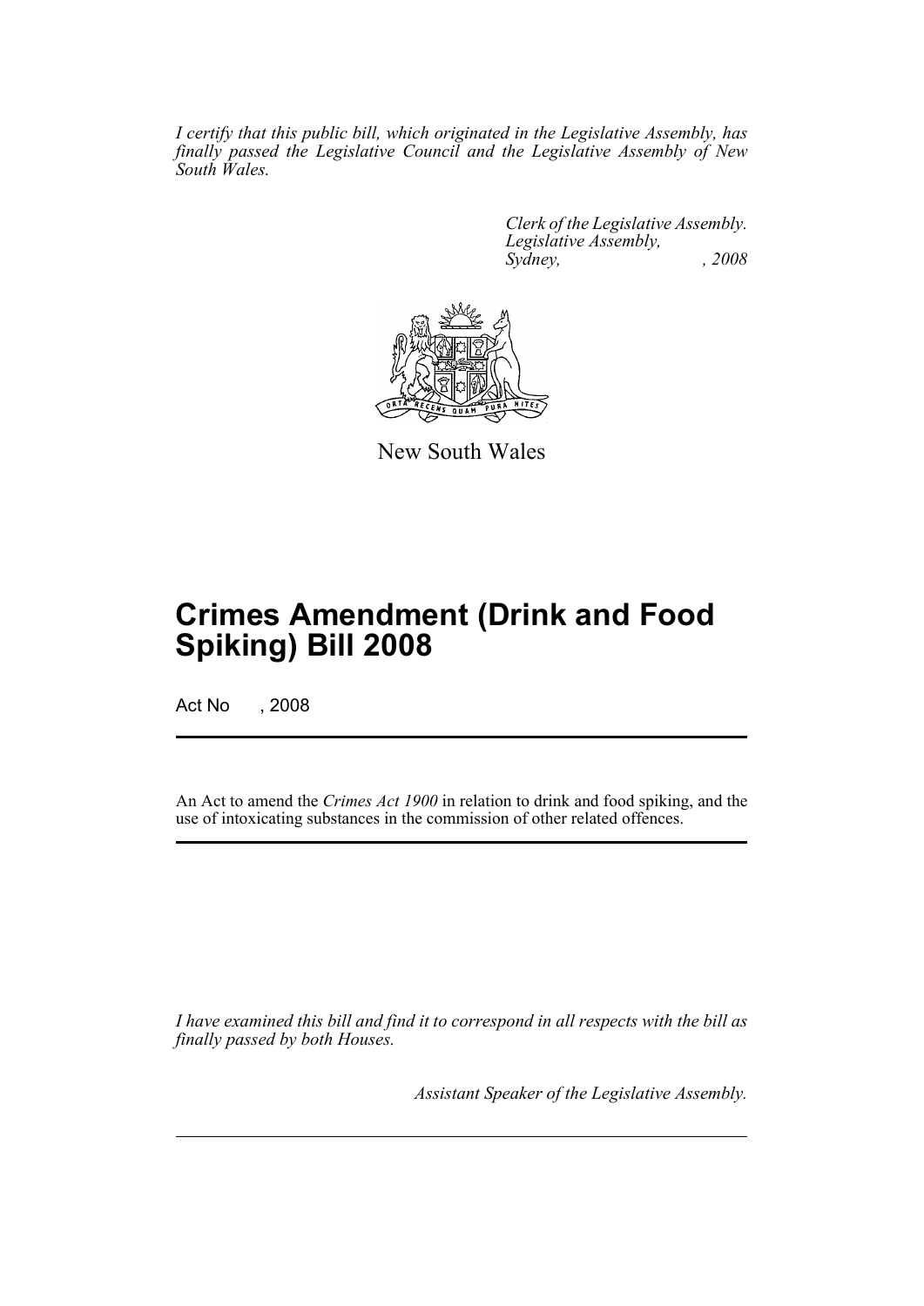*I certify that this public bill, which originated in the Legislative Assembly, has finally passed the Legislative Council and the Legislative Assembly of New South Wales.*

*Clerk of the Legislative Assembly.*
*Legislative Assembly,*
*Sydney, , 2008*

New South Wales

# Crimes Amendment (Drink and Food Spiking) Bill 2008

Act No , 2008

An Act to amend the *Crimes Act 1900* in relation to drink and food spiking, and the use of intoxicating substances in the commission of other related offences.

*I have examined this bill and find it to correspond in all respects with the bill as finally passed by both Houses.*

*Assistant Speaker of the Legislative Assembly.*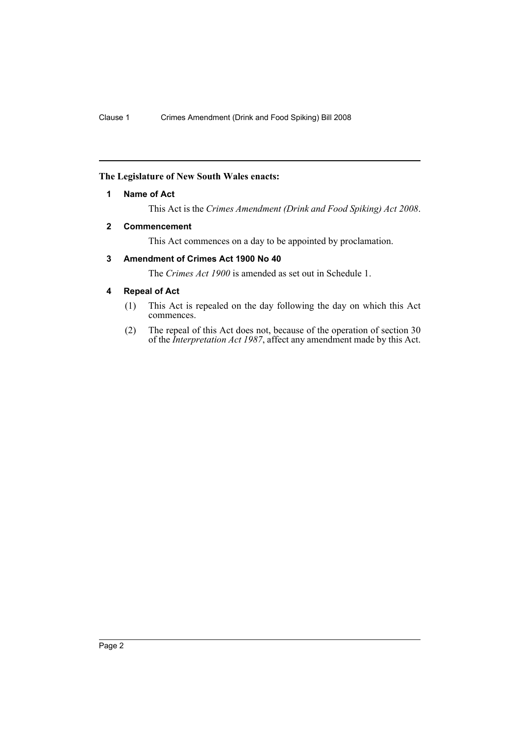**The Legislature of New South Wales enacts:**

## 1 Name of Act

This Act is the *Crimes Amendment (Drink and Food Spiking) Act 2008*.

## 2 Commencement

This Act commences on a day to be appointed by proclamation.

## 3 Amendment of Crimes Act 1900 No 40

The *Crimes Act 1900* is amended as set out in Schedule 1.

## 4 Repeal of Act

(1) This Act is repealed on the day following the day on which this Act commences.

(2) The repeal of this Act does not, because of the operation of section 30 of the *Interpretation Act 1987*, affect any amendment made by this Act.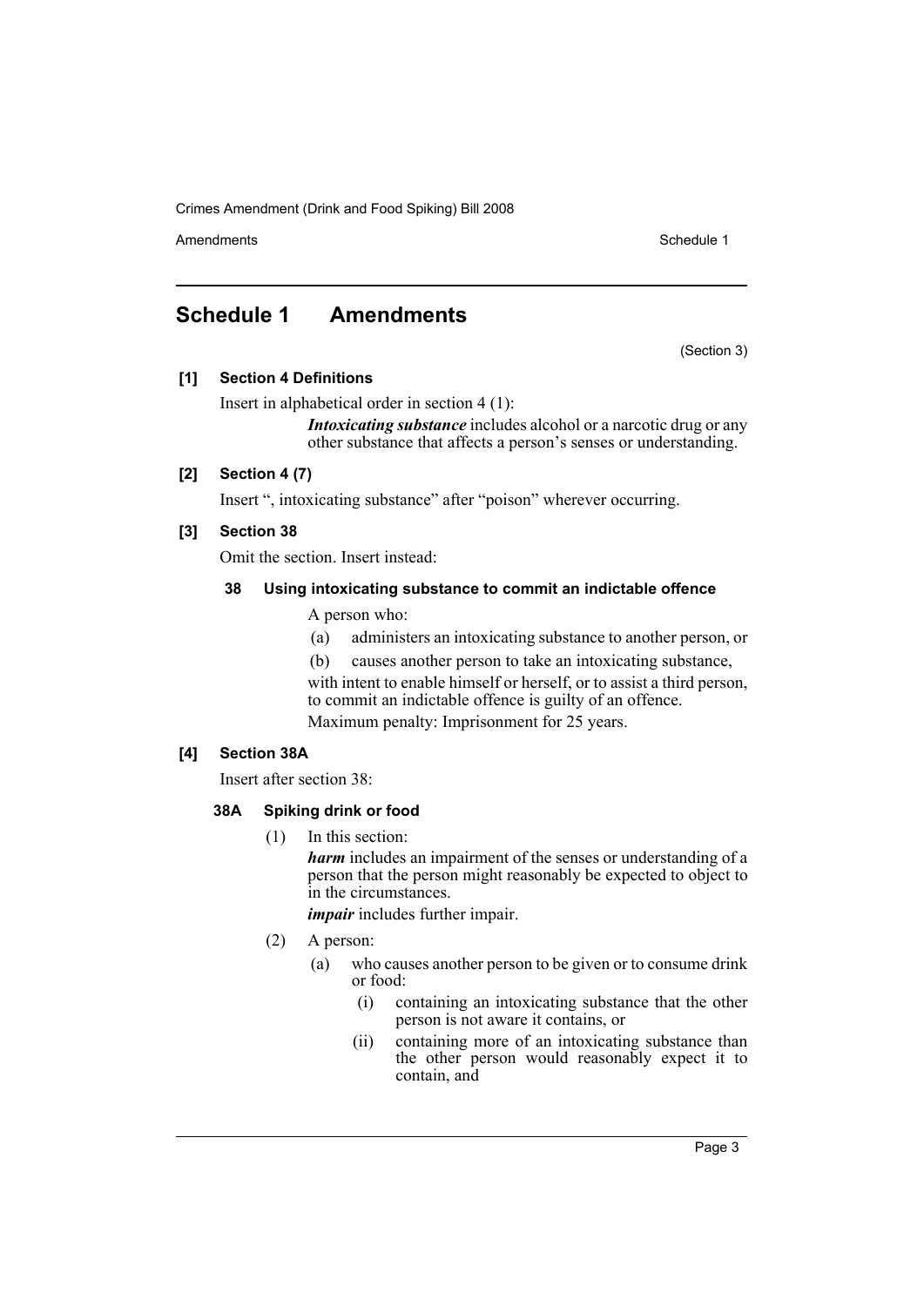# Schedule 1 Amendments

(Section 3)

**[1] Section 4 Definitions**

Insert in alphabetical order in section 4 (1):

> ***Intoxicating substance*** includes alcohol or a narcotic drug or any other substance that affects a person's senses or understanding.

**[2] Section 4 (7)**

Insert ", intoxicating substance" after "poison" wherever occurring.

**[3] Section 38**

Omit the section. Insert instead:

**38 Using intoxicating substance to commit an indictable offence**

A person who:

(a) administers an intoxicating substance to another person, or

(b) causes another person to take an intoxicating substance,

with intent to enable himself or herself, or to assist a third person, to commit an indictable offence is guilty of an offence.

Maximum penalty: Imprisonment for 25 years.

**[4] Section 38A**

Insert after section 38:

**38A Spiking drink or food**

(1) In this section:

***harm*** includes an impairment of the senses or understanding of a person that the person might reasonably be expected to object to in the circumstances.

***impair*** includes further impair.

(2) A person:

(a) who causes another person to be given or to consume drink or food:

(i) containing an intoxicating substance that the other person is not aware it contains, or

(ii) containing more of an intoxicating substance than the other person would reasonably expect it to contain, and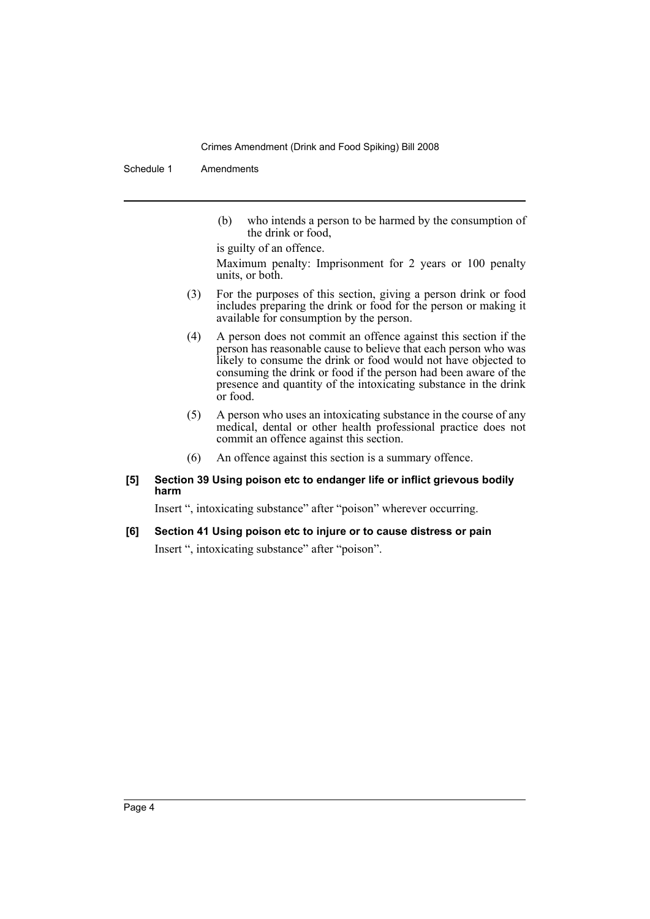(b) who intends a person to be harmed by the consumption of the drink or food,

is guilty of an offence.

Maximum penalty: Imprisonment for 2 years or 100 penalty units, or both.

(3) For the purposes of this section, giving a person drink or food includes preparing the drink or food for the person or making it available for consumption by the person.

(4) A person does not commit an offence against this section if the person has reasonable cause to believe that each person who was likely to consume the drink or food would not have objected to consuming the drink or food if the person had been aware of the presence and quantity of the intoxicating substance in the drink or food.

(5) A person who uses an intoxicating substance in the course of any medical, dental or other health professional practice does not commit an offence against this section.

(6) An offence against this section is a summary offence.

**[5] Section 39 Using poison etc to endanger life or inflict grievous bodily harm**

Insert ", intoxicating substance" after "poison" wherever occurring.

**[6] Section 41 Using poison etc to injure or to cause distress or pain**

Insert ", intoxicating substance" after "poison".